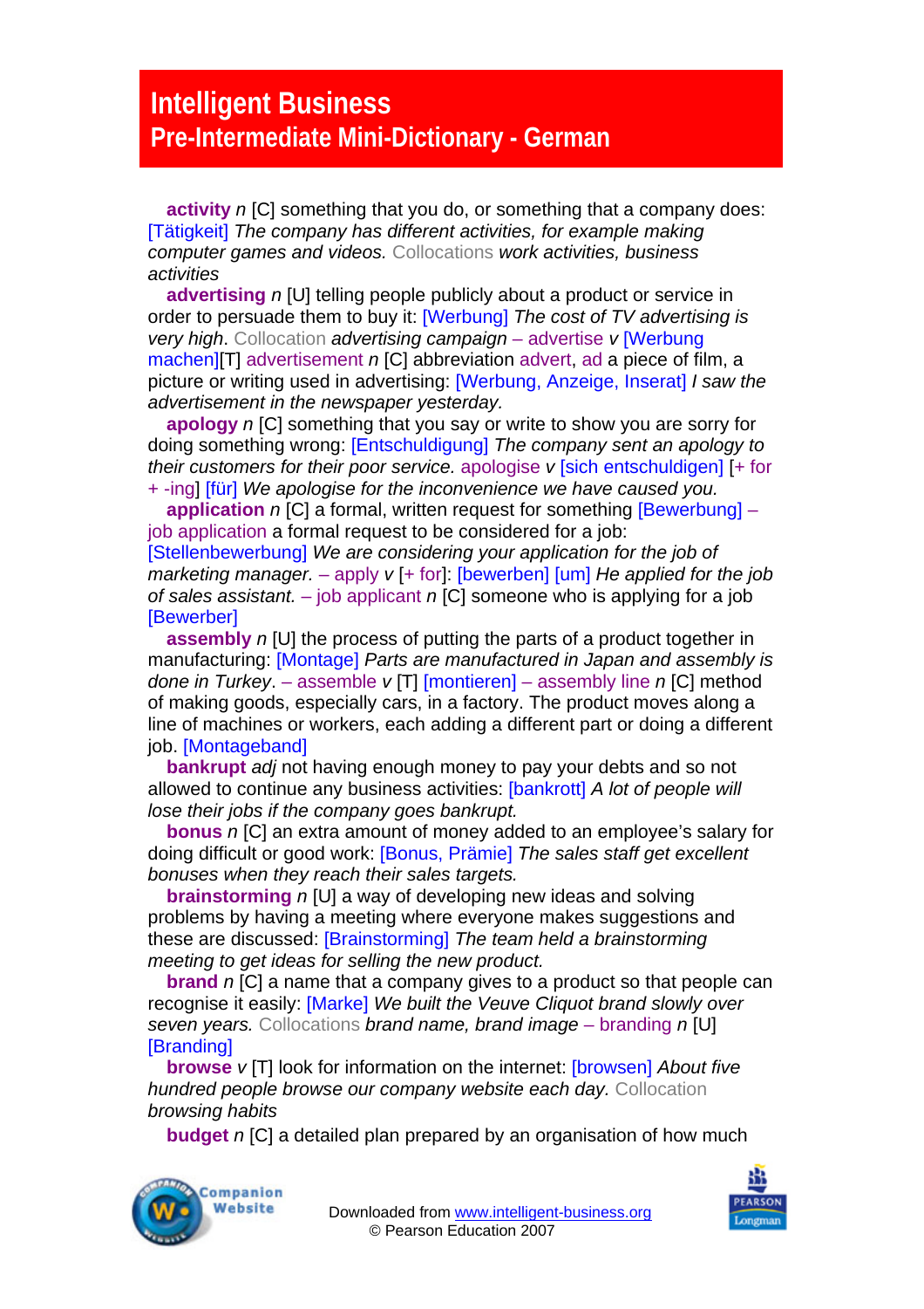# Intelligent Business
## Pre-Intermediate Mini-Dictionary - German

**activity** *n* [C] something that you do, or something that a company does: [Tätigkeit] *The company has different activities, for example making computer games and videos.* Collocations *work activities, business activities*

**advertising** *n* [U] telling people publicly about a product or service in order to persuade them to buy it: [Werbung] *The cost of TV advertising is very high*. Collocation *advertising campaign* – advertise *v* [Werbung machen][T] advertisement *n* [C] abbreviation advert, ad a piece of film, a picture or writing used in advertising: [Werbung, Anzeige, Inserat] *I saw the advertisement in the newspaper yesterday.*

**apology** *n* [C] something that you say or write to show you are sorry for doing something wrong: [Entschuldigung] *The company sent an apology to their customers for their poor service.* apologise *v* [sich entschuldigen] [+ for + -ing] [für] *We apologise for the inconvenience we have caused you.*

**application** *n* [C] a formal, written request for something [Bewerbung] – job application a formal request to be considered for a job: [Stellenbewerbung] *We are considering your application for the job of marketing manager.* – apply *v* [+ for]: [bewerben] [um] *He applied for the job of sales assistant.* – job applicant *n* [C] someone who is applying for a job [Bewerber]

**assembly** *n* [U] the process of putting the parts of a product together in manufacturing: [Montage] *Parts are manufactured in Japan and assembly is done in Turkey*. – assemble *v* [T] [montieren] – assembly line *n* [C] method of making goods, especially cars, in a factory. The product moves along a line of machines or workers, each adding a different part or doing a different job. [Montageband]

**bankrupt** *adj* not having enough money to pay your debts and so not allowed to continue any business activities: [bankrott] *A lot of people will lose their jobs if the company goes bankrupt.*

**bonus** *n* [C] an extra amount of money added to an employee's salary for doing difficult or good work: [Bonus, Prämie] *The sales staff get excellent bonuses when they reach their sales targets.*

**brainstorming** *n* [U] a way of developing new ideas and solving problems by having a meeting where everyone makes suggestions and these are discussed: [Brainstorming] *The team held a brainstorming meeting to get ideas for selling the new product.*

**brand** *n* [C] a name that a company gives to a product so that people can recognise it easily: [Marke] *We built the Veuve Cliquot brand slowly over seven years.* Collocations *brand name, brand image* – branding *n* [U] [Branding]

**browse** *v* [T] look for information on the internet: [browsen] *About five hundred people browse our company website each day.* Collocation *browsing habits*

**budget** *n* [C] a detailed plan prepared by an organisation of how much

Downloaded from www.intelligent-business.org
© Pearson Education 2007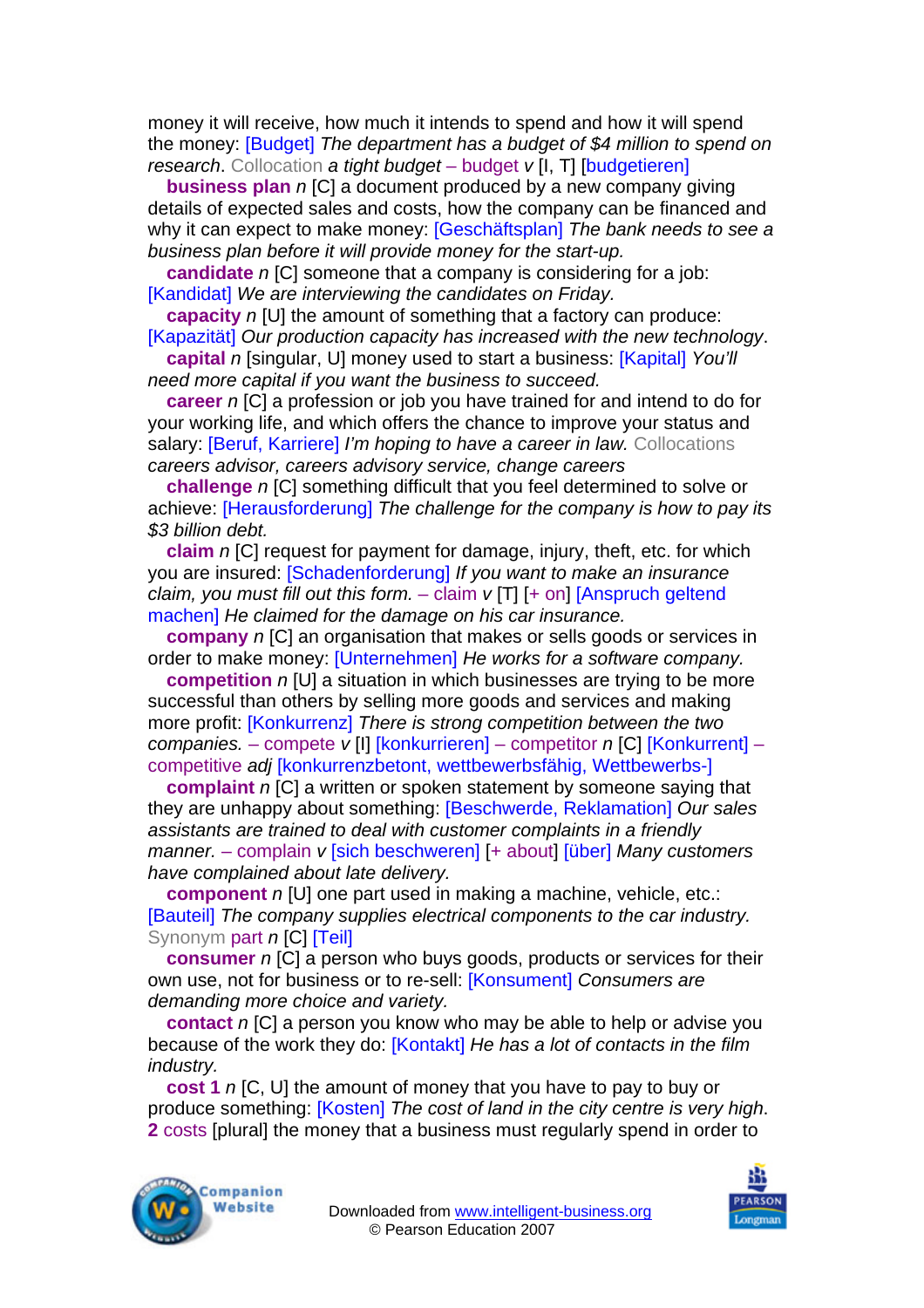money it will receive, how much it intends to spend and how it will spend the money: [Budget] *The department has a budget of $4 million to spend on research*. Collocation *a tight budget* – budget *v* [I, T] [budgetieren]

**business plan** *n* [C] a document produced by a new company giving details of expected sales and costs, how the company can be financed and why it can expect to make money: [Geschäftsplan] *The bank needs to see a business plan before it will provide money for the start-up.*

**candidate** *n* [C] someone that a company is considering for a job: [Kandidat] *We are interviewing the candidates on Friday.*

**capacity** *n* [U] the amount of something that a factory can produce: [Kapazität] *Our production capacity has increased with the new technology*.

**capital** *n* [singular, U] money used to start a business: [Kapital] *You'll need more capital if you want the business to succeed.*

**career** *n* [C] a profession or job you have trained for and intend to do for your working life, and which offers the chance to improve your status and salary: [Beruf, Karriere] *I'm hoping to have a career in law.* Collocations *careers advisor, careers advisory service, change careers*

**challenge** *n* [C] something difficult that you feel determined to solve or achieve: [Herausforderung] *The challenge for the company is how to pay its $3 billion debt.*

**claim** *n* [C] request for payment for damage, injury, theft, etc. for which you are insured: [Schadenforderung] *If you want to make an insurance claim, you must fill out this form.* – claim *v* [T] [+ on] [Anspruch geltend machen] *He claimed for the damage on his car insurance.*

**company** *n* [C] an organisation that makes or sells goods or services in order to make money: [Unternehmen] *He works for a software company.*

**competition** *n* [U] a situation in which businesses are trying to be more successful than others by selling more goods and services and making more profit: [Konkurrenz] *There is strong competition between the two companies.* – compete *v* [I] [konkurrieren] – competitor *n* [C] [Konkurrent] – competitive *adj* [konkurrenzbetont, wettbewerbsfähig, Wettbewerbs-]

**complaint** *n* [C] a written or spoken statement by someone saying that they are unhappy about something: [Beschwerde, Reklamation] *Our sales assistants are trained to deal with customer complaints in a friendly manner.* – complain *v* [sich beschweren] [+ about] [über] *Many customers have complained about late delivery.*

**component** *n* [U] one part used in making a machine, vehicle, etc.: [Bauteil] *The company supplies electrical components to the car industry.* Synonym part *n* [C] [Teil]

**consumer** *n* [C] a person who buys goods, products or services for their own use, not for business or to re-sell: [Konsument] *Consumers are demanding more choice and variety.*

**contact** *n* [C] a person you know who may be able to help or advise you because of the work they do: [Kontakt] *He has a lot of contacts in the film industry.*

**cost 1** *n* [C, U] the amount of money that you have to pay to buy or produce something: [Kosten] *The cost of land in the city centre is very high*. **2** costs [plural] the money that a business must regularly spend in order to

Downloaded from www.intelligent-business.org
© Pearson Education 2007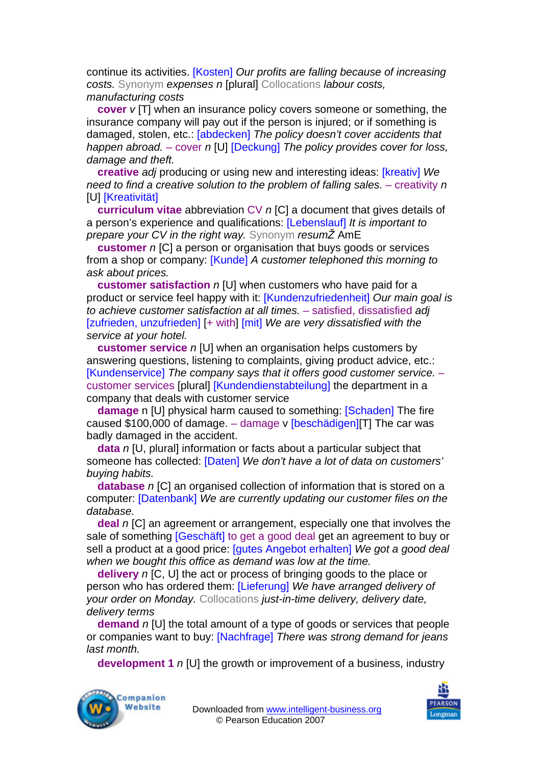continue its activities. [Kosten] *Our profits are falling because of increasing costs.* Synonym *expenses n* [plural] Collocations *labour costs, manufacturing costs*

**cover** *v* [T] when an insurance policy covers someone or something, the insurance company will pay out if the person is injured; or if something is damaged, stolen, etc.: [abdecken] *The policy doesn't cover accidents that happen abroad.* – cover *n* [U] [Deckung] *The policy provides cover for loss, damage and theft.*

**creative** *adj* producing or using new and interesting ideas: [kreativ] *We need to find a creative solution to the problem of falling sales.* – creativity *n* [U] [Kreativität]

**curriculum vitae** abbreviation CV *n* [C] a document that gives details of a person's experience and qualifications: [Lebenslauf] *It is important to prepare your CV in the right way.* Synonym *resumŽ* AmE

**customer** *n* [C] a person or organisation that buys goods or services from a shop or company: [Kunde] *A customer telephoned this morning to ask about prices.*

**customer satisfaction** *n* [U] when customers who have paid for a product or service feel happy with it: [Kundenzufriedenheit] *Our main goal is to achieve customer satisfaction at all times.* – satisfied, dissatisfied *adj* [zufrieden, unzufrieden] [+ with] [mit] *We are very dissatisfied with the service at your hotel.*

**customer service** *n* [U] when an organisation helps customers by answering questions, listening to complaints, giving product advice, etc.: [Kundenservice] *The company says that it offers good customer service.* – customer services [plural] [Kundendienstabteilung] the department in a company that deals with customer service

**damage** n [U] physical harm caused to something: [Schaden] The fire caused $100,000 of damage. – damage v [beschädigen][T] The car was badly damaged in the accident.

**data** *n* [U, plural] information or facts about a particular subject that someone has collected: [Daten] *We don't have a lot of data on customers' buying habits.*

**database** *n* [C] an organised collection of information that is stored on a computer: [Datenbank] *We are currently updating our customer files on the database.*

**deal** *n* [C] an agreement or arrangement, especially one that involves the sale of something [Geschäft] to get a good deal get an agreement to buy or sell a product at a good price: [gutes Angebot erhalten] *We got a good deal when we bought this office as demand was low at the time.*

**delivery** *n* [C, U] the act or process of bringing goods to the place or person who has ordered them: [Lieferung] *We have arranged delivery of your order on Monday.* Collocations *just-in-time delivery, delivery date, delivery terms*

**demand** *n* [U] the total amount of a type of goods or services that people or companies want to buy: [Nachfrage] *There was strong demand for jeans last month.*

**development 1** *n* [U] the growth or improvement of a business, industry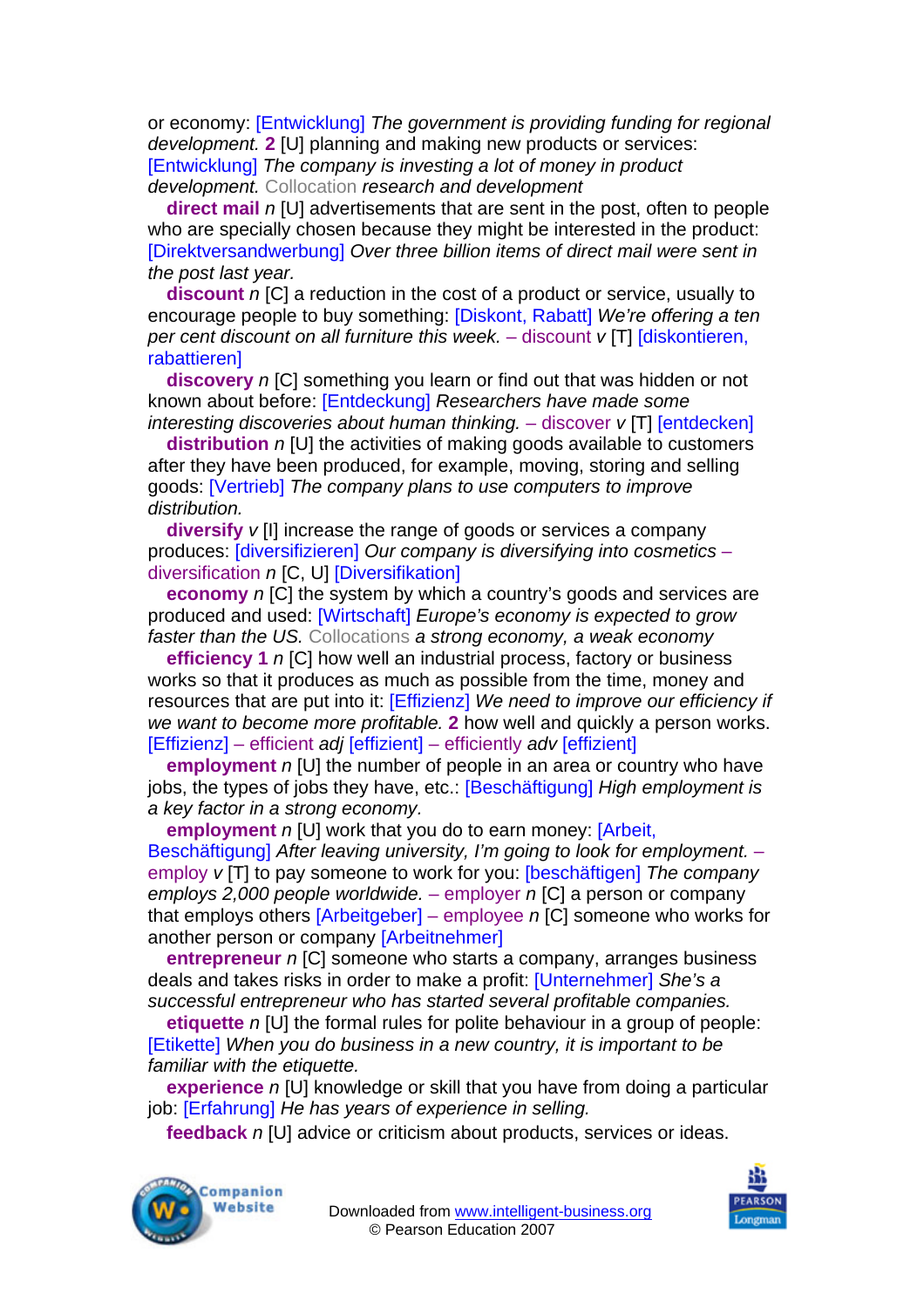or economy: [Entwicklung] *The government is providing funding for regional development.* **2** [U] planning and making new products or services: [Entwicklung] *The company is investing a lot of money in product development.* Collocation *research and development*

**direct mail** *n* [U] advertisements that are sent in the post, often to people who are specially chosen because they might be interested in the product: [Direktversandwerbung] *Over three billion items of direct mail were sent in the post last year.*

**discount** *n* [C] a reduction in the cost of a product or service, usually to encourage people to buy something: [Diskont, Rabatt] *We're offering a ten per cent discount on all furniture this week.* – discount *v* [T] [diskontieren, rabattieren]

**discovery** *n* [C] something you learn or find out that was hidden or not known about before: [Entdeckung] *Researchers have made some interesting discoveries about human thinking.* – discover *v* [T] [entdecken]

**distribution** *n* [U] the activities of making goods available to customers after they have been produced, for example, moving, storing and selling goods: [Vertrieb] *The company plans to use computers to improve distribution.*

**diversify** *v* [I] increase the range of goods or services a company produces: [diversifizieren] *Our company is diversifying into cosmetics* – diversification *n* [C, U] [Diversifikation]

**economy** *n* [C] the system by which a country's goods and services are produced and used: [Wirtschaft] *Europe's economy is expected to grow faster than the US.* Collocations *a strong economy, a weak economy*

**efficiency** **1** *n* [C] how well an industrial process, factory or business works so that it produces as much as possible from the time, money and resources that are put into it: [Effizienz] *We need to improve our efficiency if we want to become more profitable.* **2** how well and quickly a person works. [Effizienz] – efficient *adj* [effizient] – efficiently *adv* [effizient]

**employment** *n* [U] the number of people in an area or country who have jobs, the types of jobs they have, etc.: [Beschäftigung] *High employment is a key factor in a strong economy.*

**employment** *n* [U] work that you do to earn money: [Arbeit, Beschäftigung] *After leaving university, I'm going to look for employment.* – employ *v* [T] to pay someone to work for you: [beschäftigen] *The company employs 2,000 people worldwide.* – employer *n* [C] a person or company that employs others [Arbeitgeber] – employee *n* [C] someone who works for another person or company [Arbeitnehmer]

**entrepreneur** *n* [C] someone who starts a company, arranges business deals and takes risks in order to make a profit: [Unternehmer] *She's a successful entrepreneur who has started several profitable companies.*

**etiquette** *n* [U] the formal rules for polite behaviour in a group of people: [Etikette] *When you do business in a new country, it is important to be familiar with the etiquette.*

**experience** *n* [U] knowledge or skill that you have from doing a particular job: [Erfahrung] *He has years of experience in selling.*

**feedback** *n* [U] advice or criticism about products, services or ideas.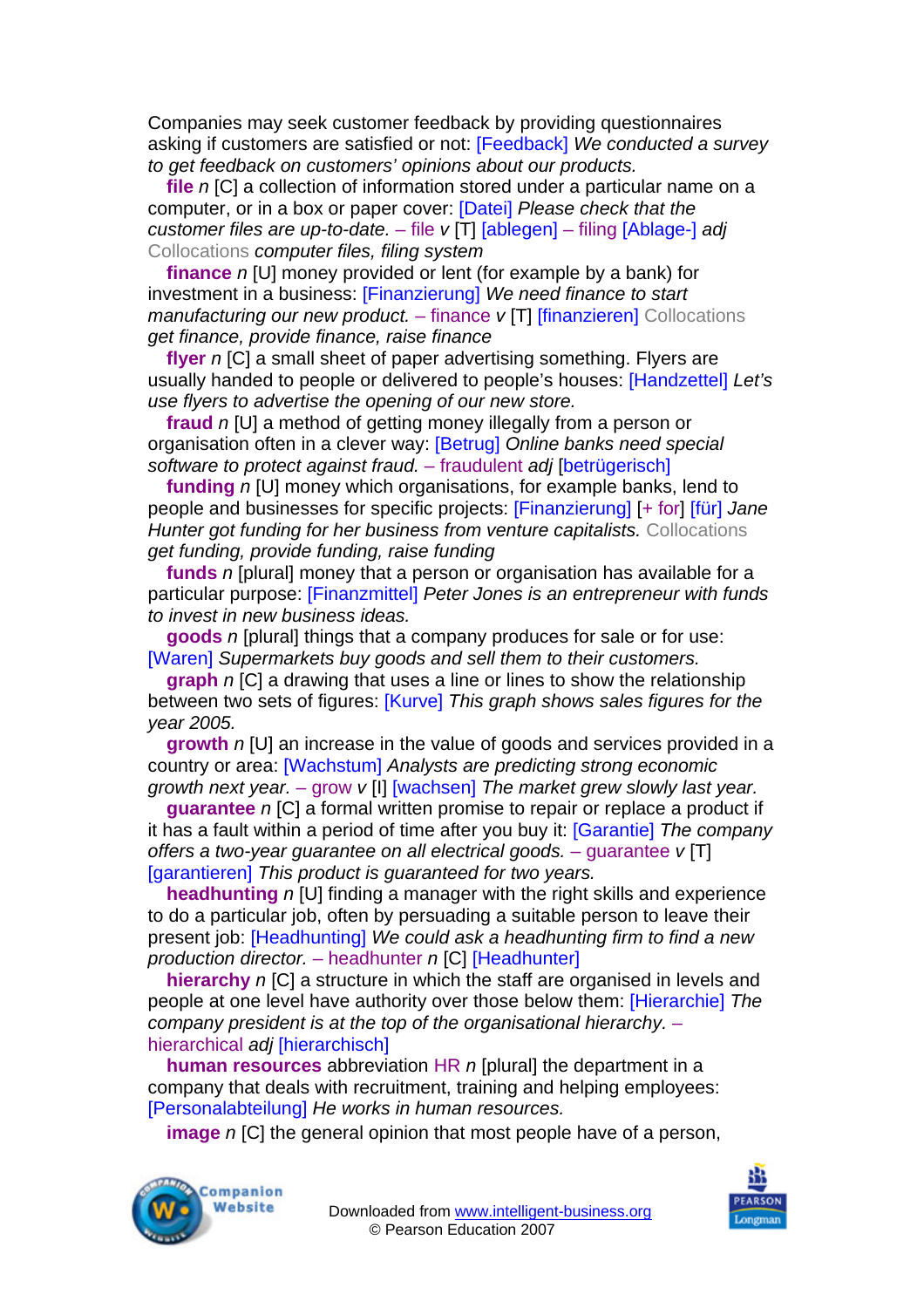Companies may seek customer feedback by providing questionnaires asking if customers are satisfied or not: [Feedback] *We conducted a survey to get feedback on customers' opinions about our products.*

**file** *n* [C] a collection of information stored under a particular name on a computer, or in a box or paper cover: [Datei] *Please check that the customer files are up-to-date.* – file *v* [T] [ablegen] – filing [Ablage-] *adj* Collocations *computer files, filing system*

**finance** *n* [U] money provided or lent (for example by a bank) for investment in a business: [Finanzierung] *We need finance to start manufacturing our new product.* – finance *v* [T] [finanzieren] Collocations *get finance, provide finance, raise finance*

**flyer** *n* [C] a small sheet of paper advertising something. Flyers are usually handed to people or delivered to people's houses: [Handzettel] *Let's use flyers to advertise the opening of our new store.*

**fraud** *n* [U] a method of getting money illegally from a person or organisation often in a clever way: [Betrug] *Online banks need special software to protect against fraud.* – fraudulent *adj* [betrügerisch]

**funding** *n* [U] money which organisations, for example banks, lend to people and businesses for specific projects: [Finanzierung] [+ for] [für] *Jane Hunter got funding for her business from venture capitalists.* Collocations *get funding, provide funding, raise funding*

**funds** *n* [plural] money that a person or organisation has available for a particular purpose: [Finanzmittel] *Peter Jones is an entrepreneur with funds to invest in new business ideas.*

**goods** *n* [plural] things that a company produces for sale or for use: [Waren] *Supermarkets buy goods and sell them to their customers.*

**graph** *n* [C] a drawing that uses a line or lines to show the relationship between two sets of figures: [Kurve] *This graph shows sales figures for the year 2005.*

**growth** *n* [U] an increase in the value of goods and services provided in a country or area: [Wachstum] *Analysts are predicting strong economic growth next year.* – grow *v* [I] [wachsen] *The market grew slowly last year.*

**guarantee** *n* [C] a formal written promise to repair or replace a product if it has a fault within a period of time after you buy it: [Garantie] *The company offers a two-year guarantee on all electrical goods.* – guarantee *v* [T] [garantieren] *This product is guaranteed for two years.*

**headhunting** *n* [U] finding a manager with the right skills and experience to do a particular job, often by persuading a suitable person to leave their present job: [Headhunting] *We could ask a headhunting firm to find a new production director.* – headhunter *n* [C] [Headhunter]

**hierarchy** *n* [C] a structure in which the staff are organised in levels and people at one level have authority over those below them: [Hierarchie] *The company president is at the top of the organisational hierarchy.* – hierarchical *adj* [hierarchisch]

**human resources** abbreviation HR *n* [plural] the department in a company that deals with recruitment, training and helping employees: [Personalabteilung] *He works in human resources.*

**image** *n* [C] the general opinion that most people have of a person,

Downloaded from www.intelligent-business.org
© Pearson Education 2007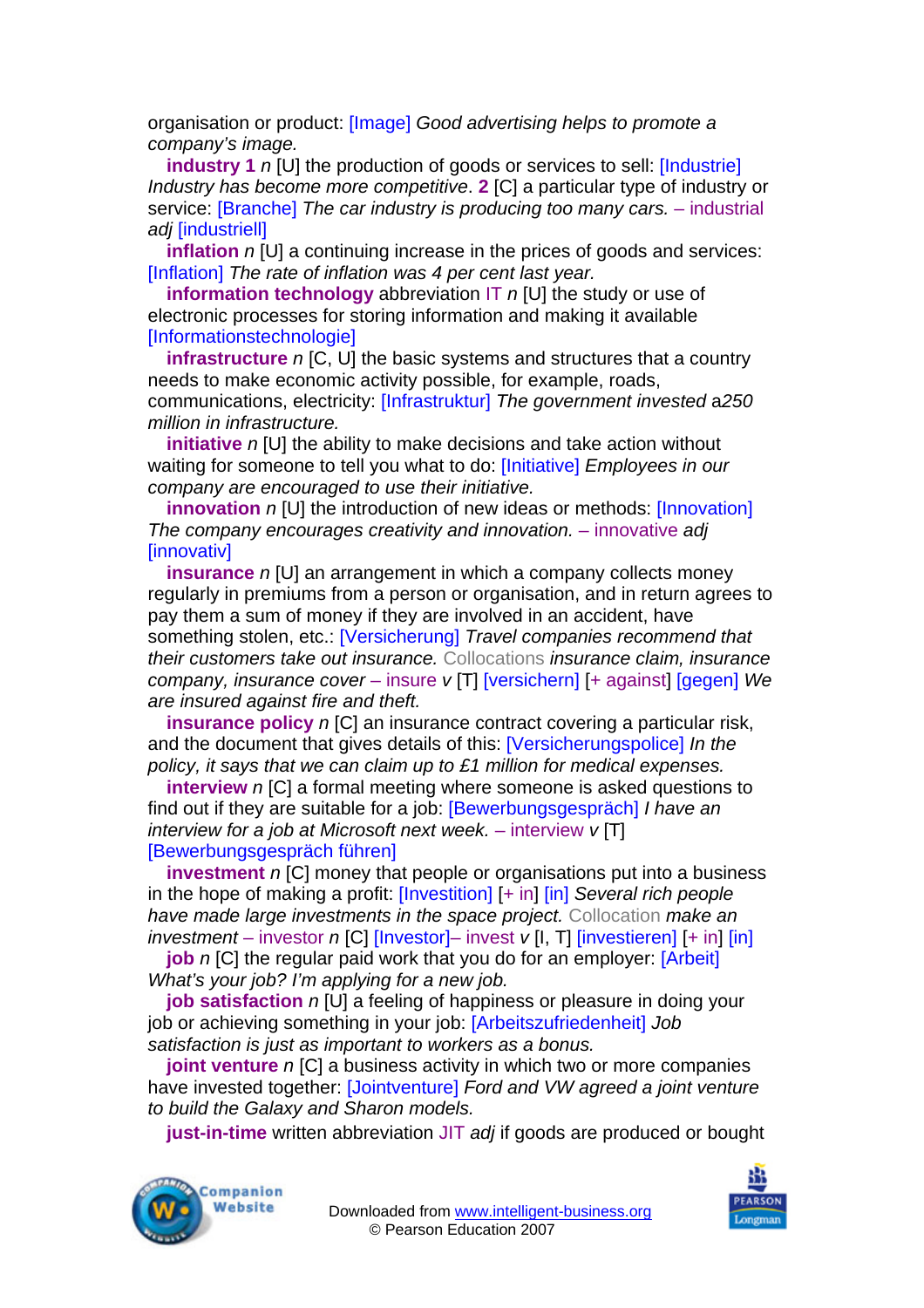organisation or product: [Image] *Good advertising helps to promote a company's image.*

**industry 1** *n* [U] the production of goods or services to sell: [Industrie] *Industry has become more competitive*. **2** [C] a particular type of industry or service: [Branche] *The car industry is producing too many cars.* – industrial *adj* [industriell]

**inflation** *n* [U] a continuing increase in the prices of goods and services: [Inflation] *The rate of inflation was 4 per cent last year.*

**information technology** abbreviation IT *n* [U] the study or use of electronic processes for storing information and making it available [Informationstechnologie]

**infrastructure** *n* [C, U] the basic systems and structures that a country needs to make economic activity possible, for example, roads, communications, electricity: [Infrastruktur] *The government invested a250 million in infrastructure.*

**initiative** *n* [U] the ability to make decisions and take action without waiting for someone to tell you what to do: [Initiative] *Employees in our company are encouraged to use their initiative.*

**innovation** *n* [U] the introduction of new ideas or methods: [Innovation] *The company encourages creativity and innovation.* – innovative *adj* [innovativ]

**insurance** *n* [U] an arrangement in which a company collects money regularly in premiums from a person or organisation, and in return agrees to pay them a sum of money if they are involved in an accident, have something stolen, etc.: [Versicherung] *Travel companies recommend that their customers take out insurance.* Collocations *insurance claim, insurance company, insurance cover* – insure *v* [T] [versichern] [+ against] [gegen] *We are insured against fire and theft.*

**insurance policy** *n* [C] an insurance contract covering a particular risk, and the document that gives details of this: [Versicherungspolice] *In the policy, it says that we can claim up to £1 million for medical expenses.*

**interview** *n* [C] a formal meeting where someone is asked questions to find out if they are suitable for a job: [Bewerbungsgespräch] *I have an interview for a job at Microsoft next week.* – interview *v* [T] [Bewerbungsgespräch führen]

**investment** *n* [C] money that people or organisations put into a business in the hope of making a profit: [Investition] [+ in] [in] *Several rich people have made large investments in the space project.* Collocation *make an investment* – investor *n* [C] [Investor]– invest *v* [I, T] [investieren] [+ in] [in]

**job** *n* [C] the regular paid work that you do for an employer: [Arbeit] *What's your job? I'm applying for a new job.*

**job satisfaction** *n* [U] a feeling of happiness or pleasure in doing your job or achieving something in your job: [Arbeitszufriedenheit] *Job satisfaction is just as important to workers as a bonus.*

**joint venture** *n* [C] a business activity in which two or more companies have invested together: [Jointventure] *Ford and VW agreed a joint venture to build the Galaxy and Sharon models.*

**just-in-time** written abbreviation JIT *adj* if goods are produced or bought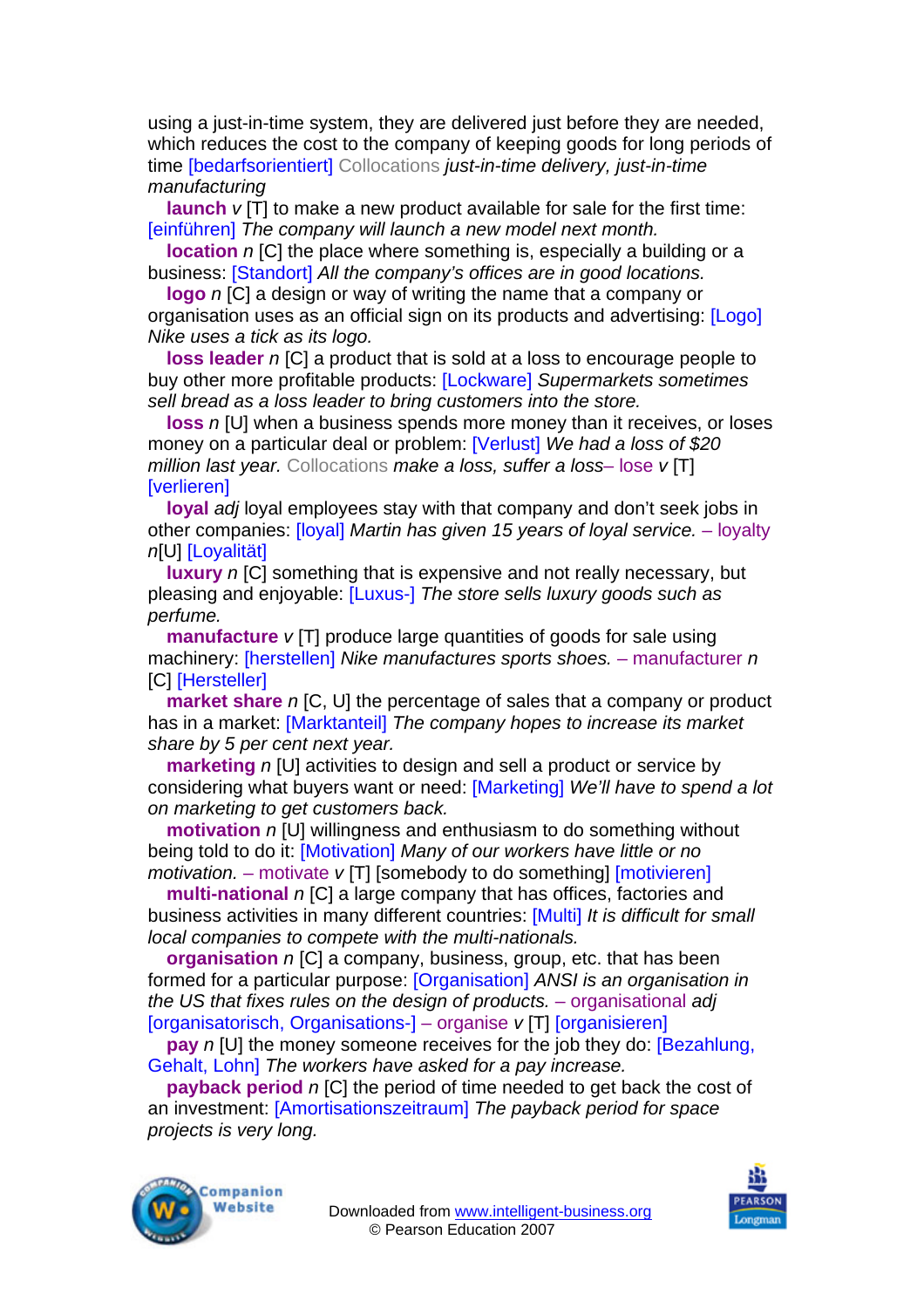using a just-in-time system, they are delivered just before they are needed, which reduces the cost to the company of keeping goods for long periods of time [bedarfsorientiert] Collocations *just-in-time delivery, just-in-time manufacturing*

**launch** *v* [T] to make a new product available for sale for the first time: [einführen] *The company will launch a new model next month.*

**location** *n* [C] the place where something is, especially a building or a business: [Standort] *All the company's offices are in good locations.*

**logo** *n* [C] a design or way of writing the name that a company or organisation uses as an official sign on its products and advertising: [Logo] *Nike uses a tick as its logo.*

**loss leader** *n* [C] a product that is sold at a loss to encourage people to buy other more profitable products: [Lockware] *Supermarkets sometimes sell bread as a loss leader to bring customers into the store.*

**loss** *n* [U] when a business spends more money than it receives, or loses money on a particular deal or problem: [Verlust] *We had a loss of $20 million last year.* Collocations *make a loss, suffer a loss*– lose *v* [T] [verlieren]

**loyal** *adj* loyal employees stay with that company and don't seek jobs in other companies: [loyal] *Martin has given 15 years of loyal service.* – loyalty *n*[U] [Loyalität]

**luxury** *n* [C] something that is expensive and not really necessary, but pleasing and enjoyable: [Luxus-] *The store sells luxury goods such as perfume.*

**manufacture** *v* [T] produce large quantities of goods for sale using machinery: [herstellen] *Nike manufactures sports shoes.* – manufacturer *n* [C] [Hersteller]

**market share** *n* [C, U] the percentage of sales that a company or product has in a market: [Marktanteil] *The company hopes to increase its market share by 5 per cent next year.*

**marketing** *n* [U] activities to design and sell a product or service by considering what buyers want or need: [Marketing] *We'll have to spend a lot on marketing to get customers back.*

**motivation** *n* [U] willingness and enthusiasm to do something without being told to do it: [Motivation] *Many of our workers have little or no motivation.* – motivate *v* [T] [somebody to do something] [motivieren]

**multi-national** *n* [C] a large company that has offices, factories and business activities in many different countries: [Multi] *It is difficult for small local companies to compete with the multi-nationals.*

**organisation** *n* [C] a company, business, group, etc. that has been formed for a particular purpose: [Organisation] *ANSI is an organisation in the US that fixes rules on the design of products.* – organisational *adj* [organisatorisch, Organisations-] – organise *v* [T] [organisieren]

**pay** *n* [U] the money someone receives for the job they do: [Bezahlung, Gehalt, Lohn] *The workers have asked for a pay increase.*

**payback period** *n* [C] the period of time needed to get back the cost of an investment: [Amortisationszeitraum] *The payback period for space projects is very long.*

Downloaded from www.intelligent-business.org
© Pearson Education 2007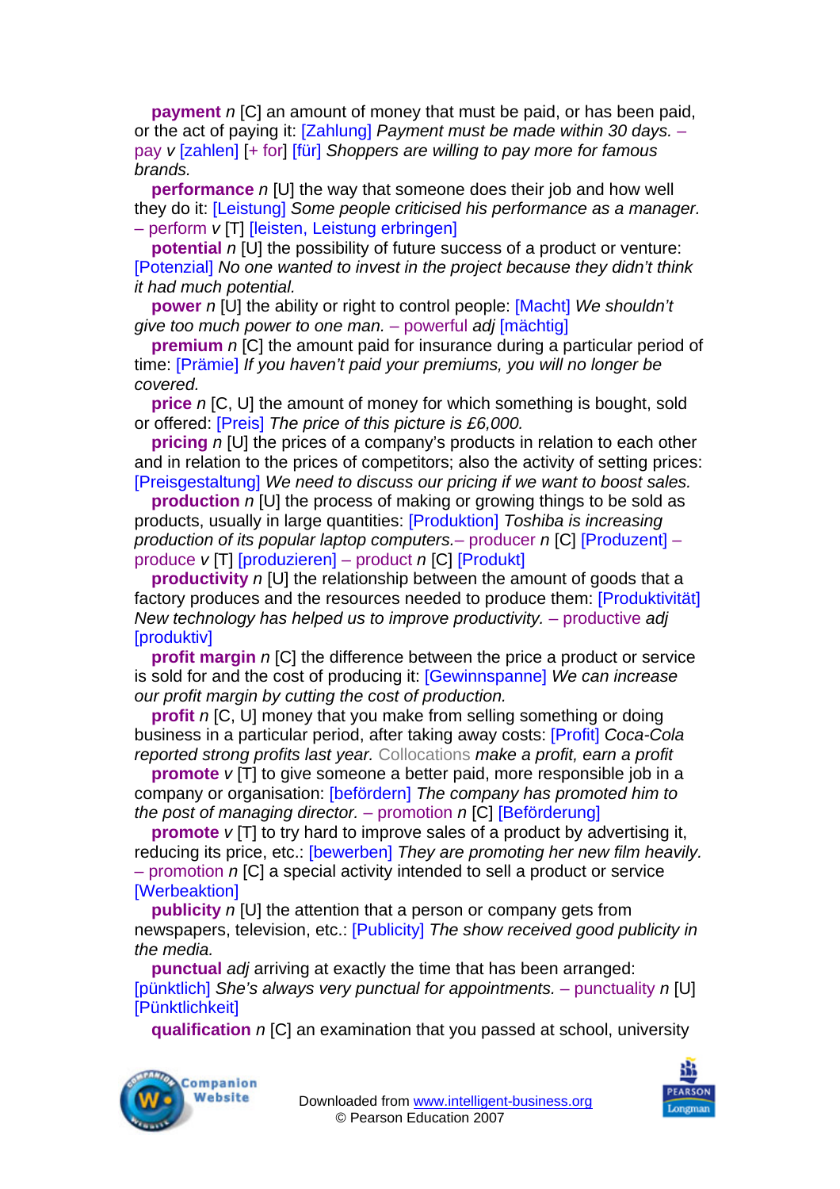**payment** *n* [C] an amount of money that must be paid, or has been paid, or the act of paying it: [Zahlung] *Payment must be made within 30 days.* – pay *v* [zahlen] [+ for] [für] *Shoppers are willing to pay more for famous brands.*

**performance** *n* [U] the way that someone does their job and how well they do it: [Leistung] *Some people criticised his performance as a manager.* – perform *v* [T] [leisten, Leistung erbringen]

**potential** *n* [U] the possibility of future success of a product or venture: [Potenzial] *No one wanted to invest in the project because they didn't think it had much potential.*

**power** *n* [U] the ability or right to control people: [Macht] *We shouldn't give too much power to one man.* – powerful *adj* [mächtig]

**premium** *n* [C] the amount paid for insurance during a particular period of time: [Prämie] *If you haven't paid your premiums, you will no longer be covered.*

**price** *n* [C, U] the amount of money for which something is bought, sold or offered: [Preis] *The price of this picture is £6,000.*

**pricing** *n* [U] the prices of a company's products in relation to each other and in relation to the prices of competitors; also the activity of setting prices: [Preisgestaltung] *We need to discuss our pricing if we want to boost sales.*

**production** *n* [U] the process of making or growing things to be sold as products, usually in large quantities: [Produktion] *Toshiba is increasing production of its popular laptop computers.*– producer *n* [C] [Produzent] – produce *v* [T] [produzieren] – product *n* [C] [Produkt]

**productivity** *n* [U] the relationship between the amount of goods that a factory produces and the resources needed to produce them: [Produktivität] *New technology has helped us to improve productivity.* – productive *adj* [produktiv]

**profit margin** *n* [C] the difference between the price a product or service is sold for and the cost of producing it: [Gewinnspanne] *We can increase our profit margin by cutting the cost of production.*

**profit** *n* [C, U] money that you make from selling something or doing business in a particular period, after taking away costs: [Profit] *Coca-Cola reported strong profits last year.* Collocations *make a profit, earn a profit*

**promote** *v* [T] to give someone a better paid, more responsible job in a company or organisation: [befördern] *The company has promoted him to the post of managing director.* – promotion *n* [C] [Beförderung]

**promote** *v* [T] to try hard to improve sales of a product by advertising it, reducing its price, etc.: [bewerben] *They are promoting her new film heavily.* – promotion *n* [C] a special activity intended to sell a product or service [Werbeaktion]

**publicity** *n* [U] the attention that a person or company gets from newspapers, television, etc.: [Publicity] *The show received good publicity in the media.*

**punctual** *adj* arriving at exactly the time that has been arranged: [pünktlich] *She's always very punctual for appointments.* – punctuality *n* [U] [Pünktlichkeit]

**qualification** *n* [C] an examination that you passed at school, university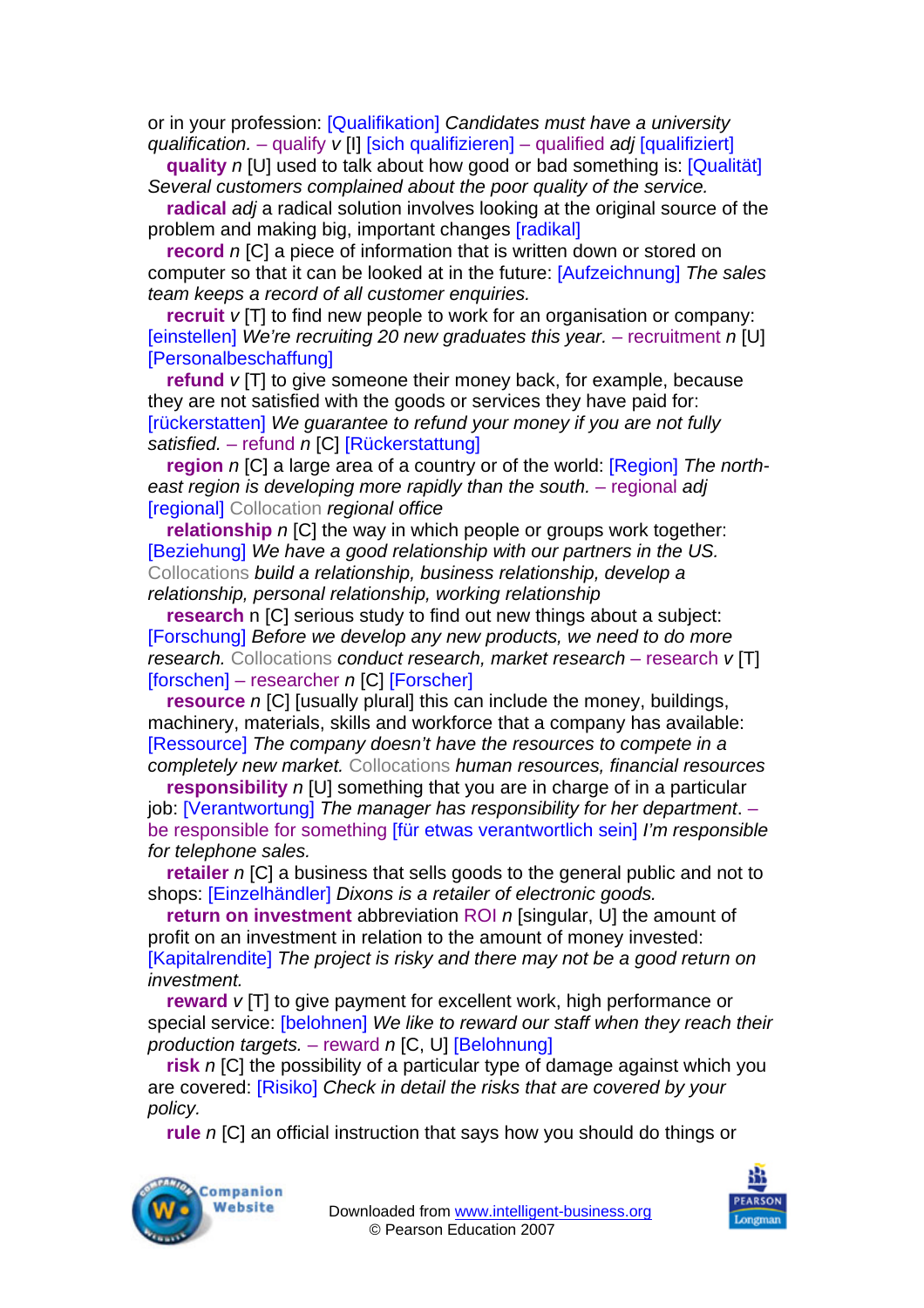or in your profession: [Qualifikation] *Candidates must have a university qualification.* – qualify *v* [I] [sich qualifizieren] – qualified *adj* [qualifiziert]

**quality** *n* [U] used to talk about how good or bad something is: [Qualität] *Several customers complained about the poor quality of the service.*

**radical** *adj* a radical solution involves looking at the original source of the problem and making big, important changes [radikal]

**record** *n* [C] a piece of information that is written down or stored on computer so that it can be looked at in the future: [Aufzeichnung] *The sales team keeps a record of all customer enquiries.*

**recruit** *v* [T] to find new people to work for an organisation or company: [einstellen] *We're recruiting 20 new graduates this year.* – recruitment *n* [U] [Personalbeschaffung]

**refund** *v* [T] to give someone their money back, for example, because they are not satisfied with the goods or services they have paid for: [rückerstatten] *We guarantee to refund your money if you are not fully satisfied.* – refund *n* [C] [Rückerstattung]

**region** *n* [C] a large area of a country or of the world: [Region] *The north-east region is developing more rapidly than the south.* – regional *adj* [regional] Collocation *regional office*

**relationship** *n* [C] the way in which people or groups work together: [Beziehung] *We have a good relationship with our partners in the US.* Collocations *build a relationship, business relationship, develop a relationship, personal relationship, working relationship*

**research** n [C] serious study to find out new things about a subject: [Forschung] *Before we develop any new products, we need to do more research.* Collocations *conduct research, market research* – research *v* [T] [forschen] – researcher *n* [C] [Forscher]

**resource** *n* [C] [usually plural] this can include the money, buildings, machinery, materials, skills and workforce that a company has available: [Ressource] *The company doesn't have the resources to compete in a completely new market.* Collocations *human resources, financial resources*

**responsibility** *n* [U] something that you are in charge of in a particular job: [Verantwortung] *The manager has responsibility for her department*. – be responsible for something [für etwas verantwortlich sein] *I'm responsible for telephone sales.*

**retailer** *n* [C] a business that sells goods to the general public and not to shops: [Einzelhändler] *Dixons is a retailer of electronic goods.*

**return on investment** abbreviation ROI *n* [singular, U] the amount of profit on an investment in relation to the amount of money invested: [Kapitalrendite] *The project is risky and there may not be a good return on investment.*

**reward** *v* [T] to give payment for excellent work, high performance or special service: [belohnen] *We like to reward our staff when they reach their production targets.* – reward *n* [C, U] [Belohnung]

**risk** *n* [C] the possibility of a particular type of damage against which you are covered: [Risiko] *Check in detail the risks that are covered by your policy.*

**rule** *n* [C] an official instruction that says how you should do things or

Downloaded from www.intelligent-business.org
© Pearson Education 2007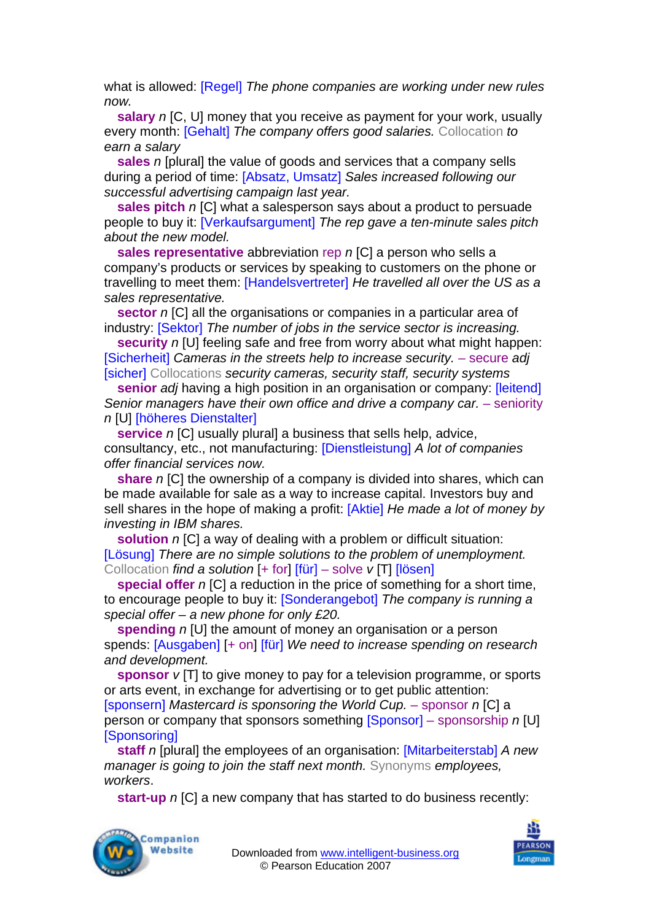what is allowed: [Regel] *The phone companies are working under new rules now.*

**salary** *n* [C, U] money that you receive as payment for your work, usually every month: [Gehalt] *The company offers good salaries.* Collocation *to earn a salary*

**sales** *n* [plural] the value of goods and services that a company sells during a period of time: [Absatz, Umsatz] *Sales increased following our successful advertising campaign last year.*

**sales pitch** *n* [C] what a salesperson says about a product to persuade people to buy it: [Verkaufsargument] *The rep gave a ten-minute sales pitch about the new model.*

**sales representative** abbreviation rep *n* [C] a person who sells a company's products or services by speaking to customers on the phone or travelling to meet them: [Handelsvertreter] *He travelled all over the US as a sales representative.*

**sector** *n* [C] all the organisations or companies in a particular area of industry: [Sektor] *The number of jobs in the service sector is increasing.*

**security** *n* [U] feeling safe and free from worry about what might happen: [Sicherheit] *Cameras in the streets help to increase security.* – secure *adj* [sicher] Collocations *security cameras, security staff, security systems*

**senior** *adj* having a high position in an organisation or company: [leitend] *Senior managers have their own office and drive a company car.* – seniority *n* [U] [höheres Dienstalter]

**service** *n* [C] usually plural] a business that sells help, advice, consultancy, etc., not manufacturing: [Dienstleistung] *A lot of companies offer financial services now.*

**share** *n* [C] the ownership of a company is divided into shares, which can be made available for sale as a way to increase capital. Investors buy and sell shares in the hope of making a profit: [Aktie] *He made a lot of money by investing in IBM shares.*

**solution** *n* [C] a way of dealing with a problem or difficult situation: [Lösung] *There are no simple solutions to the problem of unemployment.* Collocation *find a solution* [+ for] [für] – solve *v* [T] [lösen]

**special offer** *n* [C] a reduction in the price of something for a short time, to encourage people to buy it: [Sonderangebot] *The company is running a special offer – a new phone for only £20.*

**spending** *n* [U] the amount of money an organisation or a person spends: [Ausgaben] [+ on] [für] *We need to increase spending on research and development.*

**sponsor** *v* [T] to give money to pay for a television programme, or sports or arts event, in exchange for advertising or to get public attention: [sponsern] *Mastercard is sponsoring the World Cup.* – sponsor *n* [C] a person or company that sponsors something [Sponsor] – sponsorship *n* [U] [Sponsoring]

**staff** *n* [plural] the employees of an organisation: [Mitarbeiterstab] *A new manager is going to join the staff next month.* Synonyms *employees, workers*.

**start-up** *n* [C] a new company that has started to do business recently: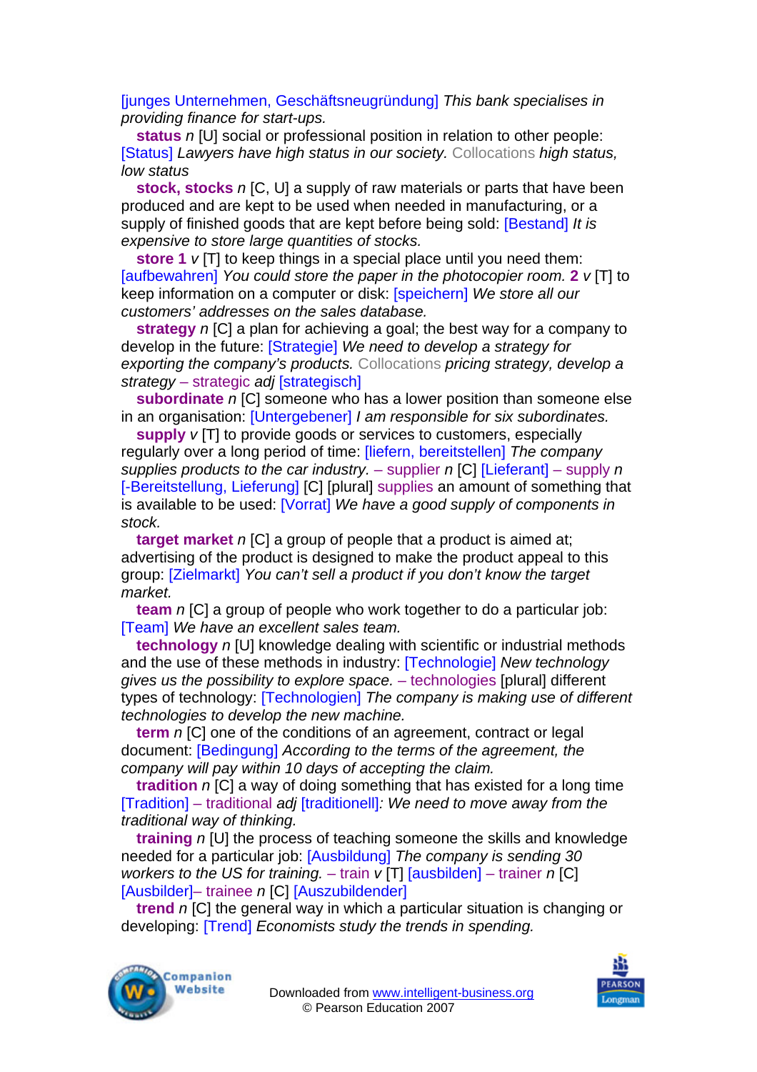[junges Unternehmen, Geschäftsneugründung] *This bank specialises in providing finance for start-ups.*

**status** *n* [U] social or professional position in relation to other people: [Status] *Lawyers have high status in our society.* Collocations *high status, low status*

**stock, stocks** *n* [C, U] a supply of raw materials or parts that have been produced and are kept to be used when needed in manufacturing, or a supply of finished goods that are kept before being sold: [Bestand] *It is expensive to store large quantities of stocks.*

**store 1** *v* [T] to keep things in a special place until you need them: [aufbewahren] *You could store the paper in the photocopier room.* **2** *v* [T] to keep information on a computer or disk: [speichern] *We store all our customers' addresses on the sales database.*

**strategy** *n* [C] a plan for achieving a goal; the best way for a company to develop in the future: [Strategie] *We need to develop a strategy for exporting the company's products.* Collocations *pricing strategy, develop a strategy* – strategic *adj* [strategisch]

**subordinate** *n* [C] someone who has a lower position than someone else in an organisation: [Untergebener] *I am responsible for six subordinates.*

**supply** *v* [T] to provide goods or services to customers, especially regularly over a long period of time: [liefern, bereitstellen] *The company supplies products to the car industry.* – supplier *n* [C] [Lieferant] – supply *n* [-Bereitstellung, Lieferung] [C] [plural] supplies an amount of something that is available to be used: [Vorrat] *We have a good supply of components in stock.*

**target market** *n* [C] a group of people that a product is aimed at; advertising of the product is designed to make the product appeal to this group: [Zielmarkt] *You can't sell a product if you don't know the target market.*

**team** *n* [C] a group of people who work together to do a particular job: [Team] *We have an excellent sales team.*

**technology** *n* [U] knowledge dealing with scientific or industrial methods and the use of these methods in industry: [Technologie] *New technology gives us the possibility to explore space.* – technologies [plural] different types of technology: [Technologien] *The company is making use of different technologies to develop the new machine.*

**term** *n* [C] one of the conditions of an agreement, contract or legal document: [Bedingung] *According to the terms of the agreement, the company will pay within 10 days of accepting the claim.*

**tradition** *n* [C] a way of doing something that has existed for a long time [Tradition] – traditional *adj* [traditionell]*: We need to move away from the traditional way of thinking.*

**training** *n* [U] the process of teaching someone the skills and knowledge needed for a particular job: [Ausbildung] *The company is sending 30 workers to the US for training.* – train *v* [T] [ausbilden] – trainer *n* [C] [Ausbilder]– trainee *n* [C] [Auszubildender]

**trend** *n* [C] the general way in which a particular situation is changing or developing: [Trend] *Economists study the trends in spending.*

Downloaded from www.intelligent-business.org
© Pearson Education 2007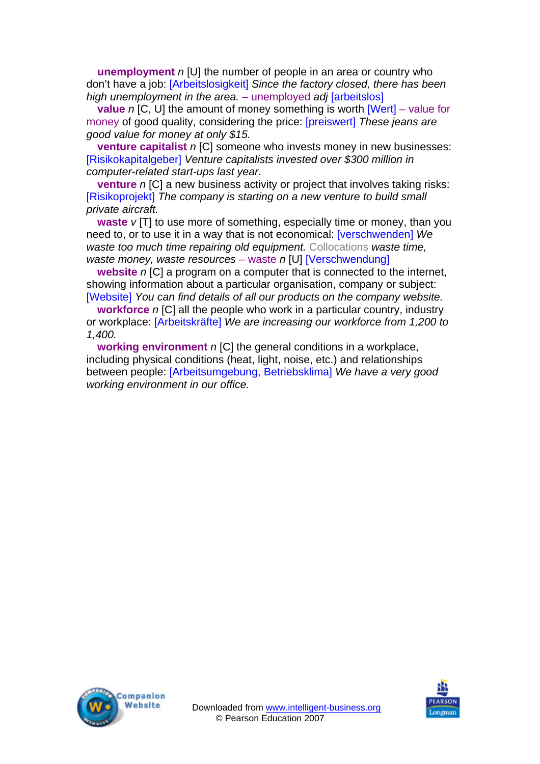**unemployment** *n* [U] the number of people in an area or country who don't have a job: [Arbeitslosigkeit] *Since the factory closed, there has been high unemployment in the area.* – unemployed *adj* [arbeitslos]

**value** *n* [C, U] the amount of money something is worth [Wert] – value for money of good quality, considering the price: [preiswert] *These jeans are good value for money at only $15.*

**venture capitalist** *n* [C] someone who invests money in new businesses: [Risikokapitalgeber] *Venture capitalists invested over $300 million in computer-related start-ups last year.*

**venture** *n* [C] a new business activity or project that involves taking risks: [Risikoprojekt] *The company is starting on a new venture to build small private aircraft.*

**waste** *v* [T] to use more of something, especially time or money, than you need to, or to use it in a way that is not economical: [verschwenden] *We waste too much time repairing old equipment.* Collocations *waste time, waste money, waste resources* – waste *n* [U] [Verschwendung]

**website** *n* [C] a program on a computer that is connected to the internet, showing information about a particular organisation, company or subject: [Website] *You can find details of all our products on the company website.*

**workforce** *n* [C] all the people who work in a particular country, industry or workplace: [Arbeitskräfte] *We are increasing our workforce from 1,200 to 1,400.*

**working environment** *n* [C] the general conditions in a workplace, including physical conditions (heat, light, noise, etc.) and relationships between people: [Arbeitsumgebung, Betriebsklima] *We have a very good working environment in our office.*